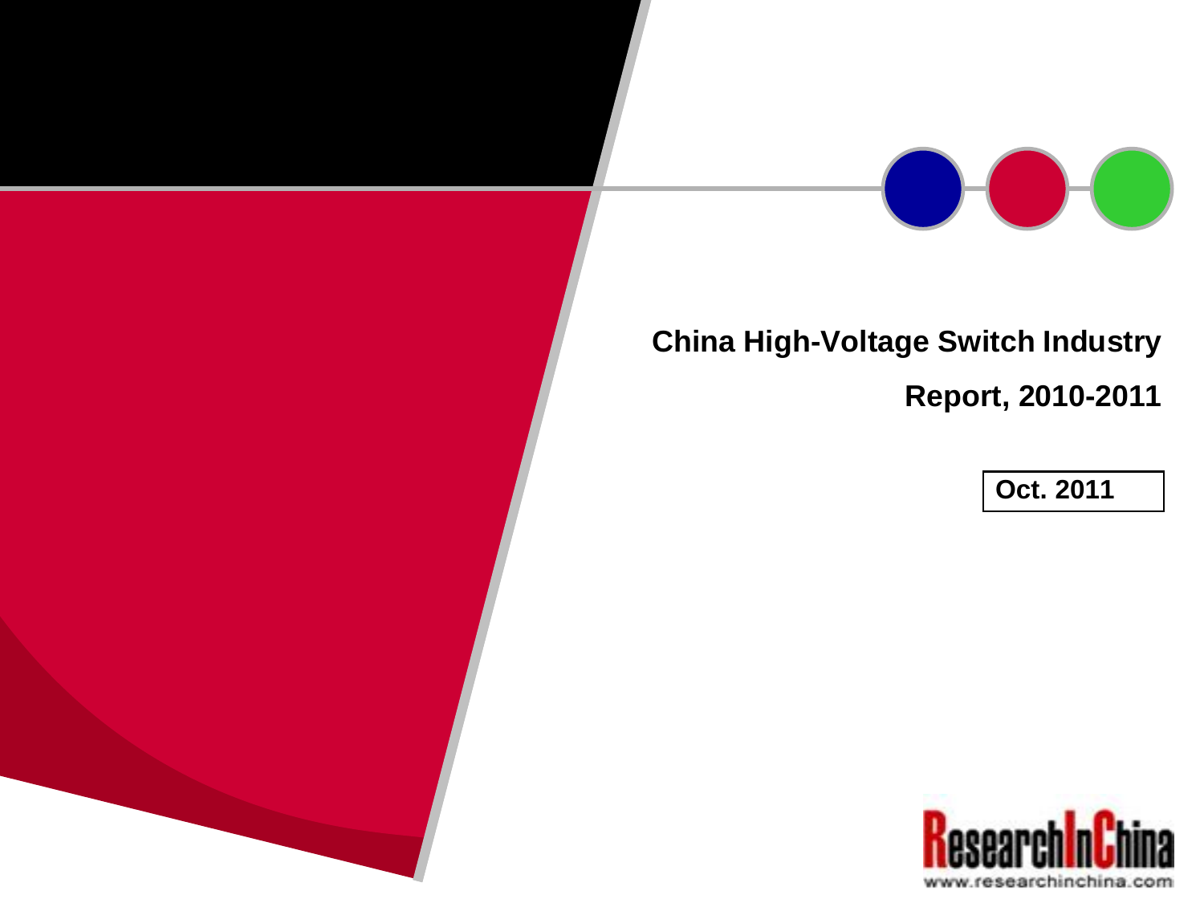# China High-Voltage Switch Industry Report, 2010-2011

**Oct. 2011**

ResearchInChina

www.researchinchina.com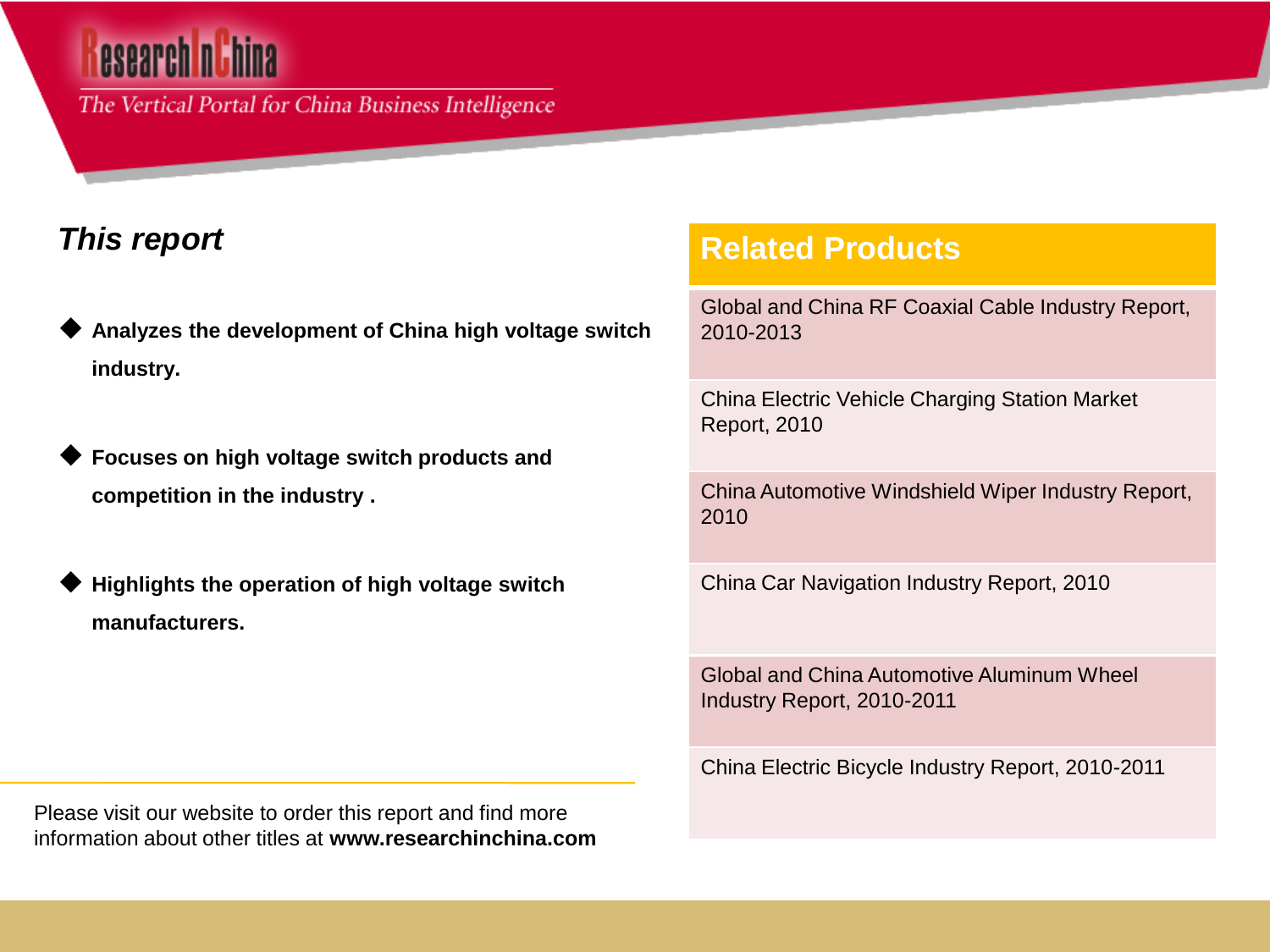# ResearchInChina

*The Vertical Portal for China Business Intelligence*

## *This report*

- **Analyzes the development of China high voltage switch industry.**
- **Focuses on high voltage switch products and competition in the industry .**
- **Highlights the operation of high voltage switch manufacturers.**

Please visit our website to order this report and find more information about other titles at **www.researchinchina.com**

## Related Products

- Global and China RF Coaxial Cable Industry Report, 2010-2013
- China Electric Vehicle Charging Station Market Report, 2010
- China Automotive Windshield Wiper Industry Report, 2010
- China Car Navigation Industry Report, 2010
- Global and China Automotive Aluminum Wheel Industry Report, 2010-2011
- China Electric Bicycle Industry Report, 2010-2011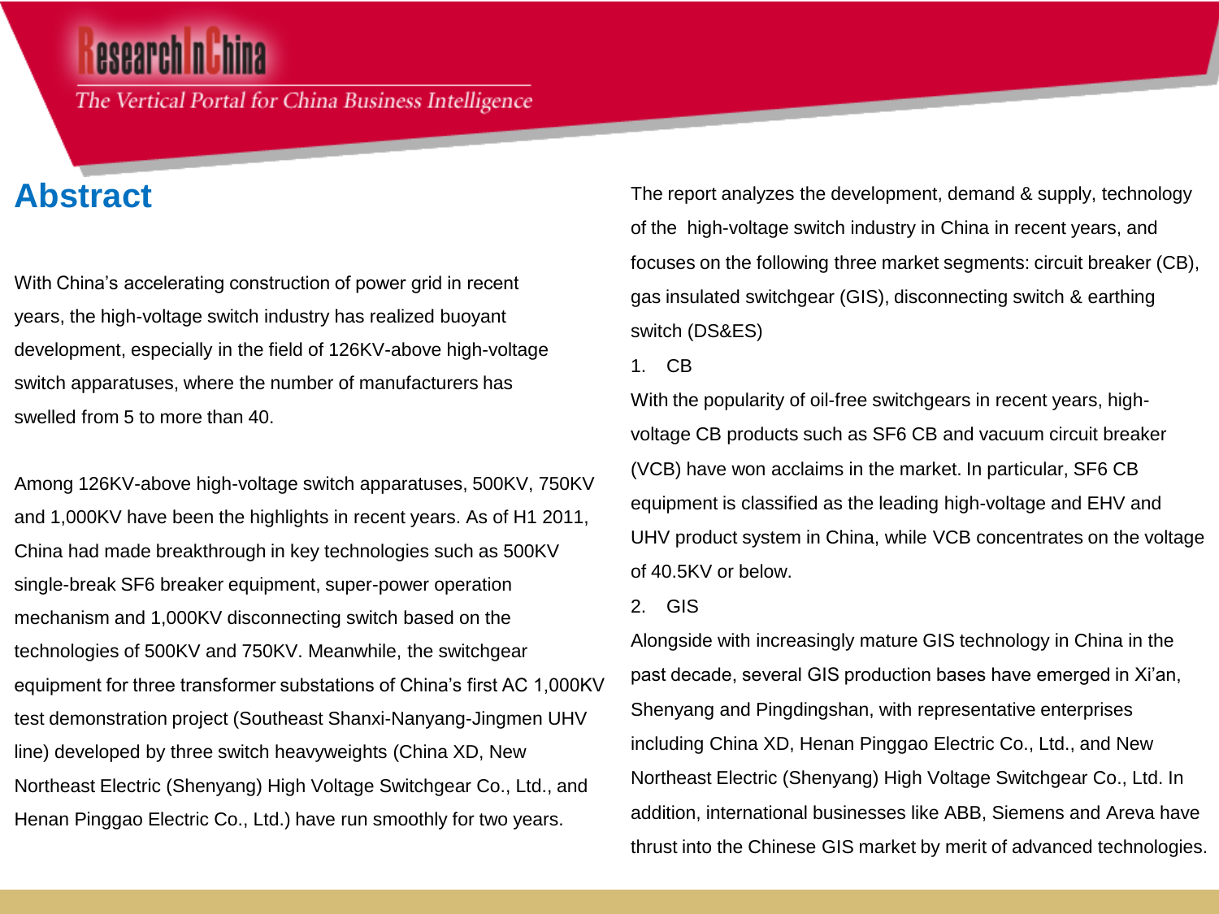# Abstract

With China's accelerating construction of power grid in recent years, the high-voltage switch industry has realized buoyant development, especially in the field of 126KV-above high-voltage switch apparatuses, where the number of manufacturers has swelled from 5 to more than 40.

Among 126KV-above high-voltage switch apparatuses, 500KV, 750KV and 1,000KV have been the highlights in recent years. As of H1 2011, China had made breakthrough in key technologies such as 500KV single-break SF6 breaker equipment, super-power operation mechanism and 1,000KV disconnecting switch based on the technologies of 500KV and 750KV. Meanwhile, the switchgear equipment for three transformer substations of China's first AC 1,000KV test demonstration project (Southeast Shanxi-Nanyang-Jingmen UHV line) developed by three switch heavyweights (China XD, New Northeast Electric (Shenyang) High Voltage Switchgear Co., Ltd., and Henan Pinggao Electric Co., Ltd.) have run smoothly for two years.

The report analyzes the development, demand & supply, technology of the high-voltage switch industry in China in recent years, and focuses on the following three market segments: circuit breaker (CB), gas insulated switchgear (GIS), disconnecting switch & earthing switch (DS&ES)

1. CB

With the popularity of oil-free switchgears in recent years, high-voltage CB products such as SF6 CB and vacuum circuit breaker (VCB) have won acclaims in the market. In particular, SF6 CB equipment is classified as the leading high-voltage and EHV and UHV product system in China, while VCB concentrates on the voltage of 40.5KV or below.

2. GIS

Alongside with increasingly mature GIS technology in China in the past decade, several GIS production bases have emerged in Xi'an, Shenyang and Pingdingshan, with representative enterprises including China XD, Henan Pinggao Electric Co., Ltd., and New Northeast Electric (Shenyang) High Voltage Switchgear Co., Ltd. In addition, international businesses like ABB, Siemens and Areva have thrust into the Chinese GIS market by merit of advanced technologies.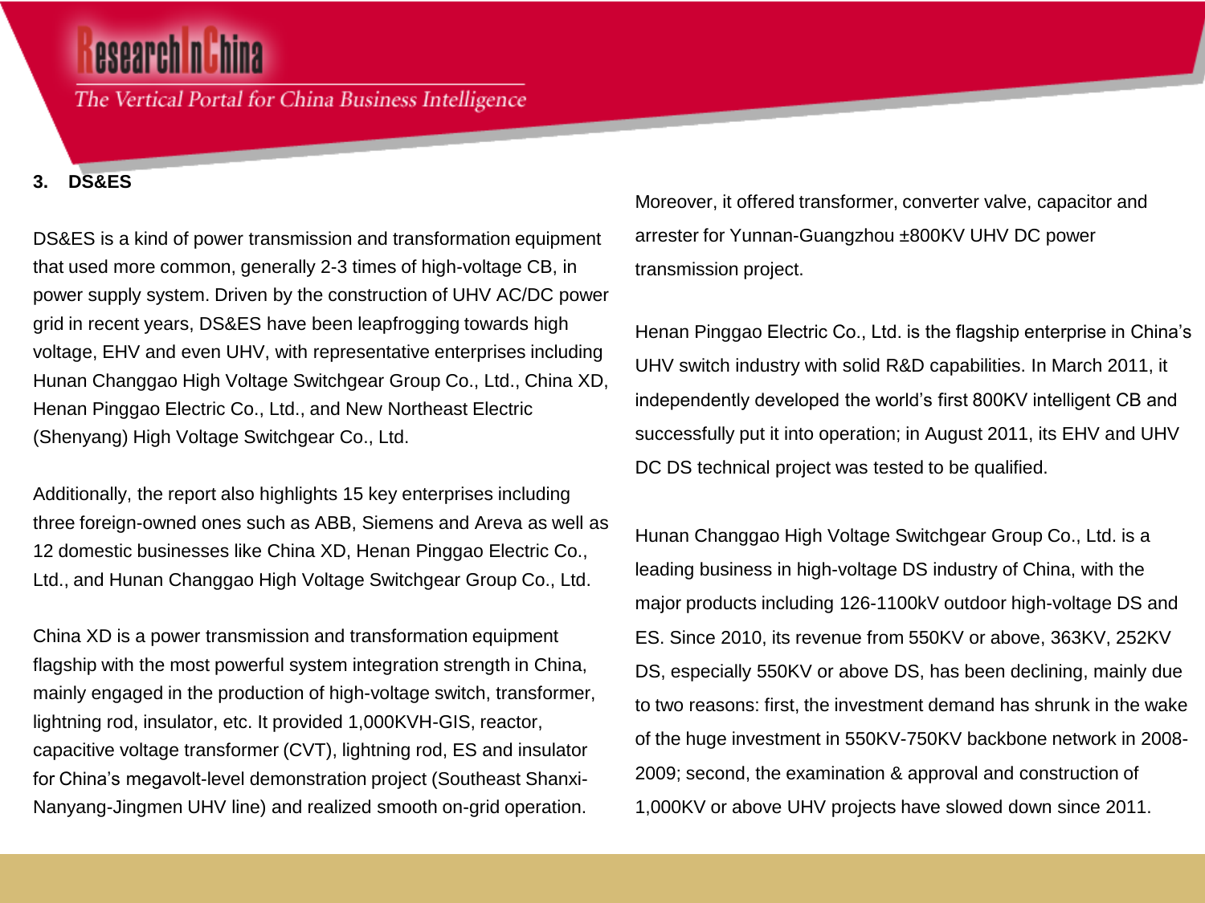### 3. DS&ES

DS&ES is a kind of power transmission and transformation equipment that used more common, generally 2-3 times of high-voltage CB, in power supply system. Driven by the construction of UHV AC/DC power grid in recent years, DS&ES have been leapfrogging towards high voltage, EHV and even UHV, with representative enterprises including Hunan Changgao High Voltage Switchgear Group Co., Ltd., China XD, Henan Pinggao Electric Co., Ltd., and New Northeast Electric (Shenyang) High Voltage Switchgear Co., Ltd.

Additionally, the report also highlights 15 key enterprises including three foreign-owned ones such as ABB, Siemens and Areva as well as 12 domestic businesses like China XD, Henan Pinggao Electric Co., Ltd., and Hunan Changgao High Voltage Switchgear Group Co., Ltd.

China XD is a power transmission and transformation equipment flagship with the most powerful system integration strength in China, mainly engaged in the production of high-voltage switch, transformer, lightning rod, insulator, etc. It provided 1,000KVH-GIS, reactor, capacitive voltage transformer (CVT), lightning rod, ES and insulator for China's megavolt-level demonstration project (Southeast Shanxi-Nanyang-Jingmen UHV line) and realized smooth on-grid operation. Moreover, it offered transformer, converter valve, capacitor and arrester for Yunnan-Guangzhou ±800KV UHV DC power transmission project.

Henan Pinggao Electric Co., Ltd. is the flagship enterprise in China's UHV switch industry with solid R&D capabilities. In March 2011, it independently developed the world's first 800KV intelligent CB and successfully put it into operation; in August 2011, its EHV and UHV DC DS technical project was tested to be qualified.

Hunan Changgao High Voltage Switchgear Group Co., Ltd. is a leading business in high-voltage DS industry of China, with the major products including 126-1100kV outdoor high-voltage DS and ES. Since 2010, its revenue from 550KV or above, 363KV, 252KV DS, especially 550KV or above DS, has been declining, mainly due to two reasons: first, the investment demand has shrunk in the wake of the huge investment in 550KV-750KV backbone network in 2008-2009; second, the examination & approval and construction of 1,000KV or above UHV projects have slowed down since 2011.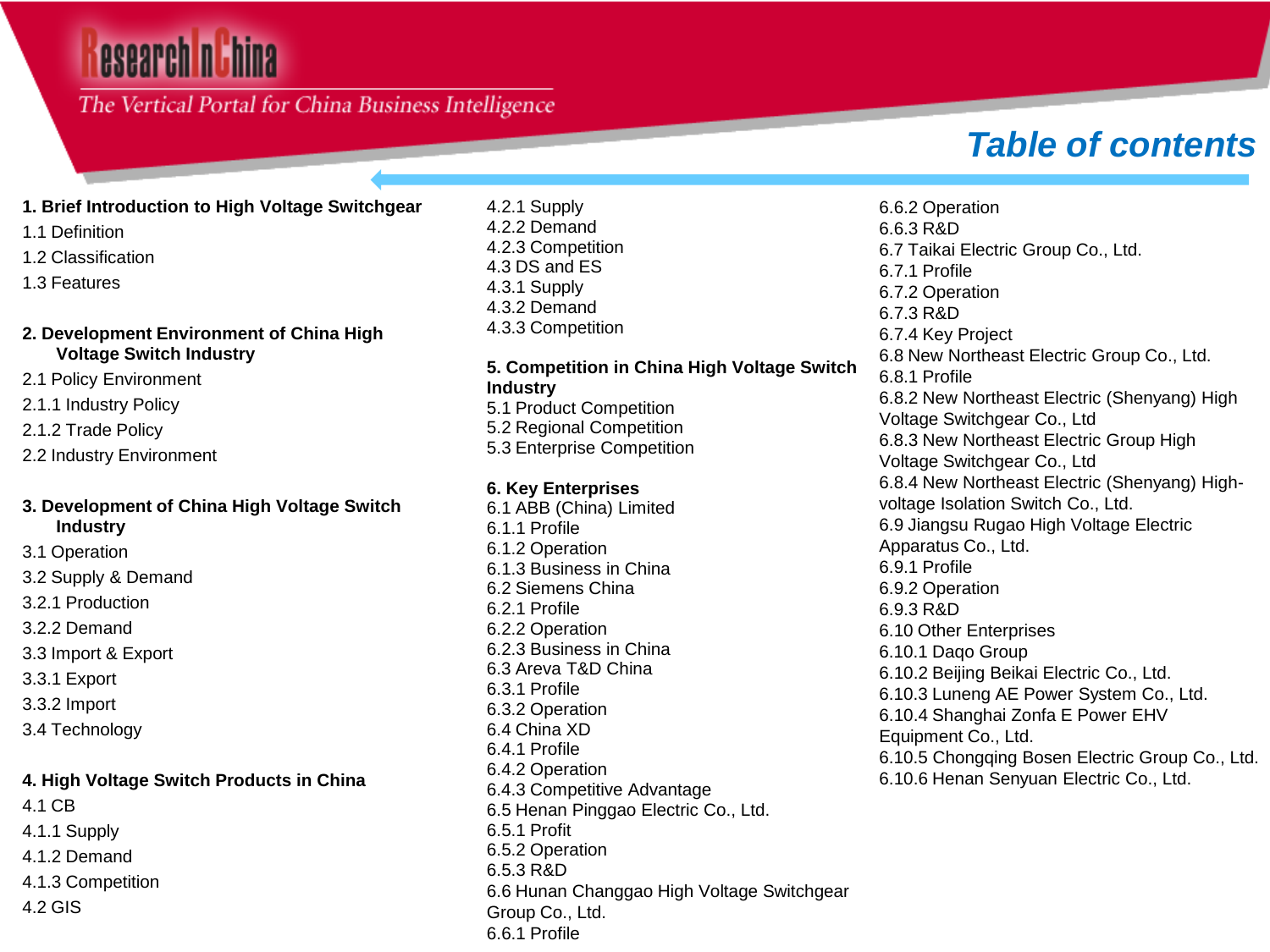# Table of contents

**1. Brief Introduction to High Voltage Switchgear**

1.1 Definition

1.2 Classification

1.3 Features

**2. Development Environment of China High Voltage Switch Industry**

2.1 Policy Environment

2.1.1 Industry Policy

2.1.2 Trade Policy

2.2 Industry Environment

**3. Development of China High Voltage Switch Industry**

3.1 Operation

3.2 Supply & Demand

3.2.1 Production

3.2.2 Demand

3.3 Import & Export

3.3.1 Export

3.3.2 Import

3.4 Technology

**4. High Voltage Switch Products in China**

4.1 CB

4.1.1 Supply

4.1.2 Demand

4.1.3 Competition

4.2 GIS

4.2.1 Supply

4.2.2 Demand

4.2.3 Competition

4.3 DS and ES

4.3.1 Supply

4.3.2 Demand

4.3.3 Competition

**5. Competition in China High Voltage Switch Industry**

5.1 Product Competition

5.2 Regional Competition

5.3 Enterprise Competition

**6. Key Enterprises**

6.1 ABB (China) Limited

6.1.1 Profile

6.1.2 Operation

6.1.3 Business in China

6.2 Siemens China

6.2.1 Profile

6.2.2 Operation

6.2.3 Business in China

6.3 Areva T&D China

6.3.1 Profile

6.3.2 Operation

6.4 China XD

6.4.1 Profile

6.4.2 Operation

6.4.3 Competitive Advantage

6.5 Henan Pinggao Electric Co., Ltd.

6.5.1 Profit

6.5.2 Operation

6.5.3 R&D

6.6 Hunan Changgao High Voltage Switchgear Group Co., Ltd.

6.6.1 Profile

6.6.2 Operation

6.6.3 R&D

6.7 Taikai Electric Group Co., Ltd.

6.7.1 Profile

6.7.2 Operation

6.7.3 R&D

6.7.4 Key Project

6.8 New Northeast Electric Group Co., Ltd.

6.8.1 Profile

6.8.2 New Northeast Electric (Shenyang) High Voltage Switchgear Co., Ltd

6.8.3 New Northeast Electric Group High Voltage Switchgear Co., Ltd

6.8.4 New Northeast Electric (Shenyang) High-voltage Isolation Switch Co., Ltd.

6.9 Jiangsu Rugao High Voltage Electric Apparatus Co., Ltd.

6.9.1 Profile

6.9.2 Operation

6.9.3 R&D

6.10 Other Enterprises

6.10.1 Daqo Group

6.10.2 Beijing Beikai Electric Co., Ltd.

6.10.3 Luneng AE Power System Co., Ltd.

6.10.4 Shanghai Zonfa E Power EHV Equipment Co., Ltd.

6.10.5 Chongqing Bosen Electric Group Co., Ltd.

6.10.6 Henan Senyuan Electric Co., Ltd.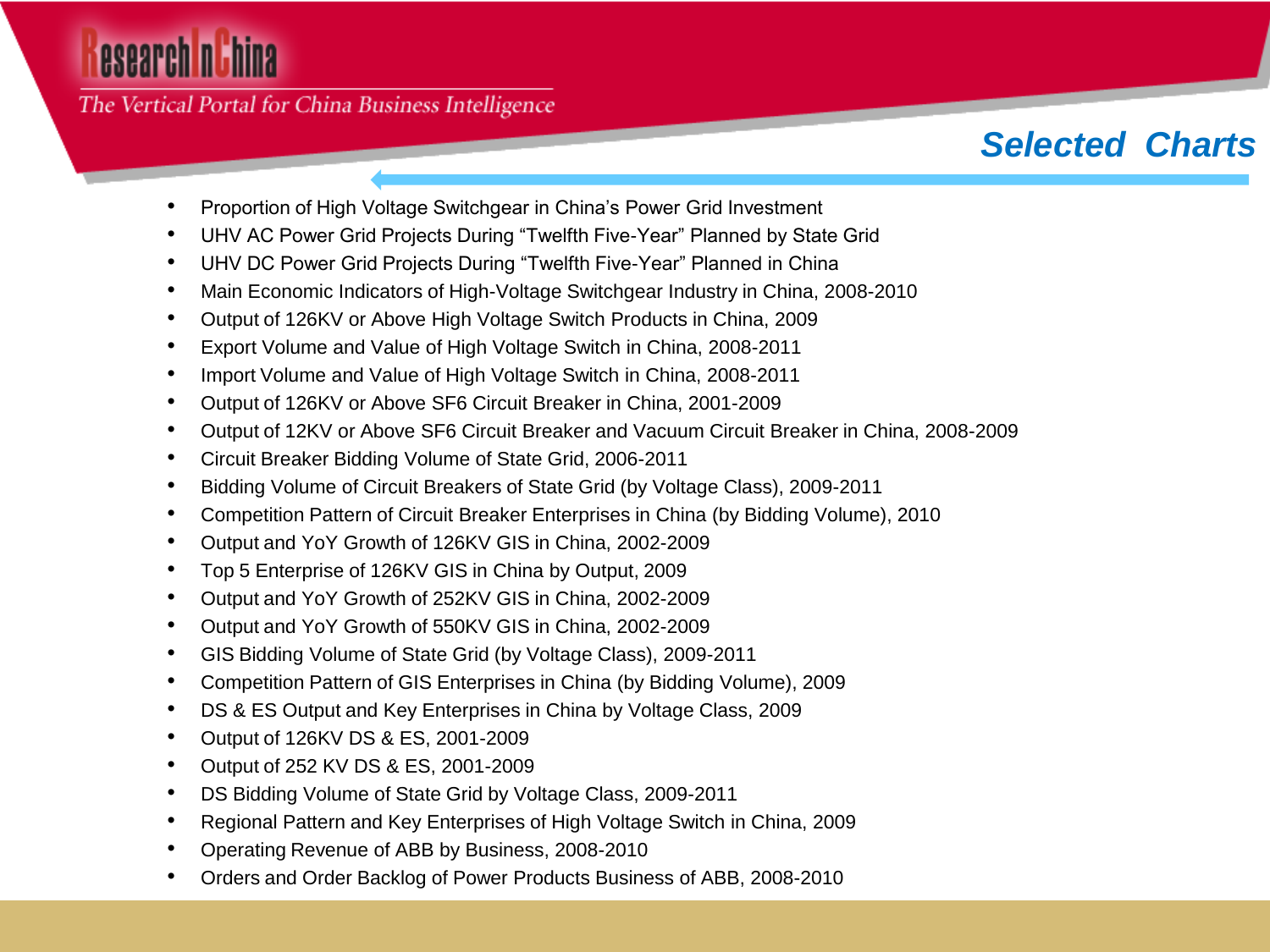## Selected Charts

- Proportion of High Voltage Switchgear in China's Power Grid Investment
- UHV AC Power Grid Projects During "Twelfth Five-Year" Planned by State Grid
- UHV DC Power Grid Projects During "Twelfth Five-Year" Planned in China
- Main Economic Indicators of High-Voltage Switchgear Industry in China, 2008-2010
- Output of 126KV or Above High Voltage Switch Products in China, 2009
- Export Volume and Value of High Voltage Switch in China, 2008-2011
- Import Volume and Value of High Voltage Switch in China, 2008-2011
- Output of 126KV or Above SF6 Circuit Breaker in China, 2001-2009
- Output of 12KV or Above SF6 Circuit Breaker and Vacuum Circuit Breaker in China, 2008-2009
- Circuit Breaker Bidding Volume of State Grid, 2006-2011
- Bidding Volume of Circuit Breakers of State Grid (by Voltage Class), 2009-2011
- Competition Pattern of Circuit Breaker Enterprises in China (by Bidding Volume), 2010
- Output and YoY Growth of 126KV GIS in China, 2002-2009
- Top 5 Enterprise of 126KV GIS in China by Output, 2009
- Output and YoY Growth of 252KV GIS in China, 2002-2009
- Output and YoY Growth of 550KV GIS in China, 2002-2009
- GIS Bidding Volume of State Grid (by Voltage Class), 2009-2011
- Competition Pattern of GIS Enterprises in China (by Bidding Volume), 2009
- DS & ES Output and Key Enterprises in China by Voltage Class, 2009
- Output of 126KV DS & ES, 2001-2009
- Output of 252 KV DS & ES, 2001-2009
- DS Bidding Volume of State Grid by Voltage Class, 2009-2011
- Regional Pattern and Key Enterprises of High Voltage Switch in China, 2009
- Operating Revenue of ABB by Business, 2008-2010
- Orders and Order Backlog of Power Products Business of ABB, 2008-2010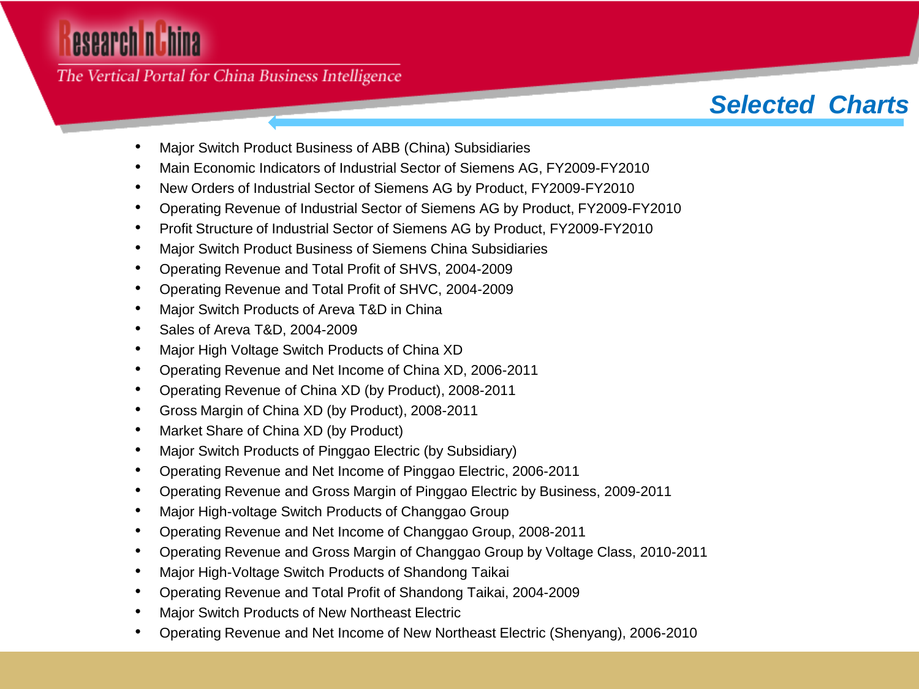## Selected Charts

- Major Switch Product Business of ABB (China) Subsidiaries
- Main Economic Indicators of Industrial Sector of Siemens AG, FY2009-FY2010
- New Orders of Industrial Sector of Siemens AG by Product, FY2009-FY2010
- Operating Revenue of Industrial Sector of Siemens AG by Product, FY2009-FY2010
- Profit Structure of Industrial Sector of Siemens AG by Product, FY2009-FY2010
- Major Switch Product Business of Siemens China Subsidiaries
- Operating Revenue and Total Profit of SHVS, 2004-2009
- Operating Revenue and Total Profit of SHVC, 2004-2009
- Major Switch Products of Areva T&D in China
- Sales of Areva T&D, 2004-2009
- Major High Voltage Switch Products of China XD
- Operating Revenue and Net Income of China XD, 2006-2011
- Operating Revenue of China XD (by Product), 2008-2011
- Gross Margin of China XD (by Product), 2008-2011
- Market Share of China XD (by Product)
- Major Switch Products of Pinggao Electric (by Subsidiary)
- Operating Revenue and Net Income of Pinggao Electric, 2006-2011
- Operating Revenue and Gross Margin of Pinggao Electric by Business, 2009-2011
- Major High-voltage Switch Products of Changgao Group
- Operating Revenue and Net Income of Changgao Group, 2008-2011
- Operating Revenue and Gross Margin of Changgao Group by Voltage Class, 2010-2011
- Major High-Voltage Switch Products of Shandong Taikai
- Operating Revenue and Total Profit of Shandong Taikai, 2004-2009
- Major Switch Products of New Northeast Electric
- Operating Revenue and Net Income of New Northeast Electric (Shenyang), 2006-2010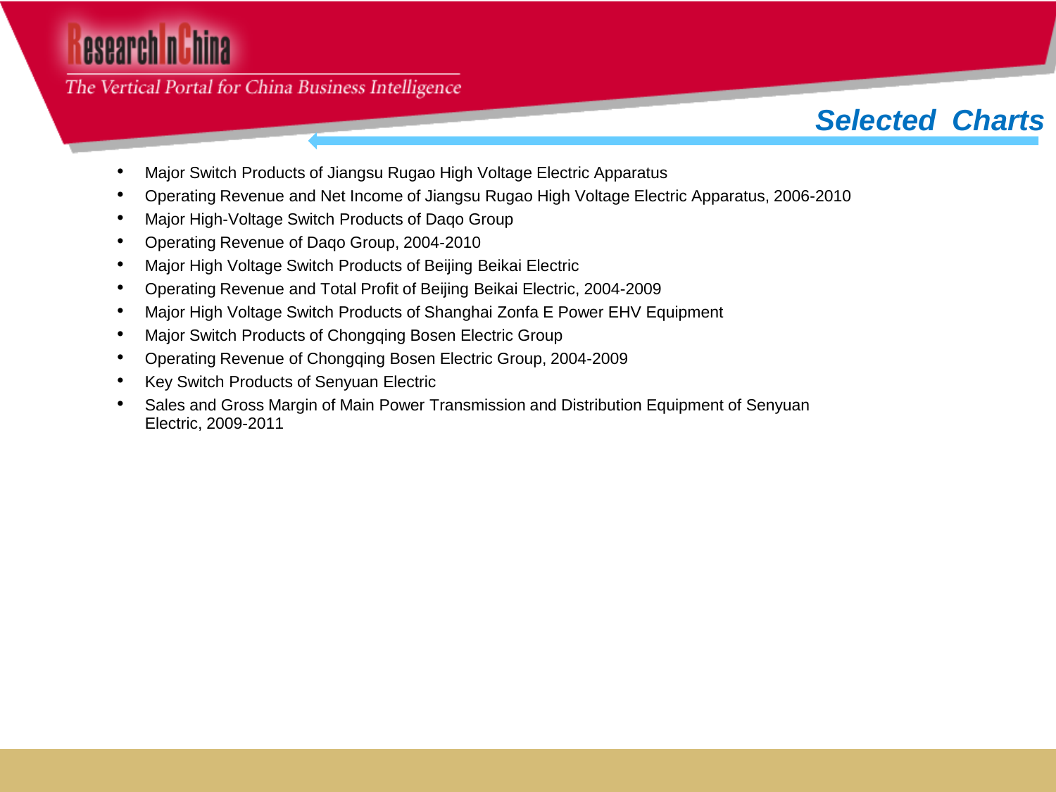# Selected Charts

- Major Switch Products of Jiangsu Rugao High Voltage Electric Apparatus
- Operating Revenue and Net Income of Jiangsu Rugao High Voltage Electric Apparatus, 2006-2010
- Major High-Voltage Switch Products of Daqo Group
- Operating Revenue of Daqo Group, 2004-2010
- Major High Voltage Switch Products of Beijing Beikai Electric
- Operating Revenue and Total Profit of Beijing Beikai Electric, 2004-2009
- Major High Voltage Switch Products of Shanghai Zonfa E Power EHV Equipment
- Major Switch Products of Chongqing Bosen Electric Group
- Operating Revenue of Chongqing Bosen Electric Group, 2004-2009
- Key Switch Products of Senyuan Electric
- Sales and Gross Margin of Main Power Transmission and Distribution Equipment of Senyuan Electric, 2009-2011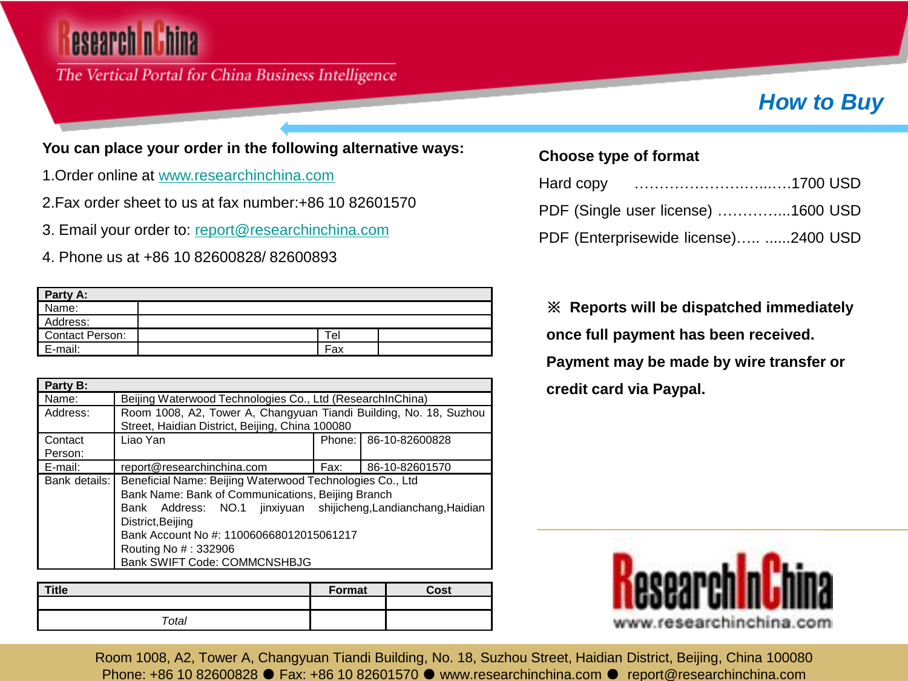# How to Buy

**You can place your order in the following alternative ways:**

1.Order online at www.researchinchina.com

2.Fax order sheet to us at fax number:+86 10 82601570

3. Email your order to: report@researchinchina.com

4. Phone us at +86 10 82600828/ 82600893

**Choose type of format**

Hard copy ………………………..….1700 USD

PDF (Single user license) …………...1600 USD

PDF (Enterprisewide license)….. ......2400 USD

**※ Reports will be dispatched immediately once full payment has been received. Payment may be made by wire transfer or credit card via Paypal.**

| **Party A:** | | | |
|---|---|---|---|
| Name: | | | |
| Address: | | | |
| Contact Person: | | Tel | |
| E-mail: | | Fax | |

| **Party B:** | | | |
|---|---|---|---|
| Name: | Beijing Waterwood Technologies Co., Ltd (ResearchInChina) | | |
| Address: | Room 1008, A2, Tower A, Changyuan Tiandi Building, No. 18, Suzhou Street, Haidian District, Beijing, China 100080 | | |
| Contact Person: | Liao Yan | Phone: | 86-10-82600828 |
| E-mail: | report@researchinchina.com | Fax: | 86-10-82601570 |
| Bank details: | Beneficial Name: Beijing Waterwood Technologies Co., Ltd<br>Bank Name: Bank of Communications, Beijing Branch<br>Bank Address: NO.1 jinxiyuan shijicheng,Landianchang,Haidian District,Beijing<br>Bank Account No #: 110060668012015061217<br>Routing No # : 332906<br>Bank SWIFT Code: COMMCNSHBJG | | |

| Title | Format | Cost |
|---|---|---|
| | | |
| *Total* | | |

Room 1008, A2, Tower A, Changyuan Tiandi Building, No. 18, Suzhou Street, Haidian District, Beijing, China 100080
Phone: +86 10 82600828 ● Fax: +86 10 82601570 ● www.researchinchina.com ● report@researchinchina.com